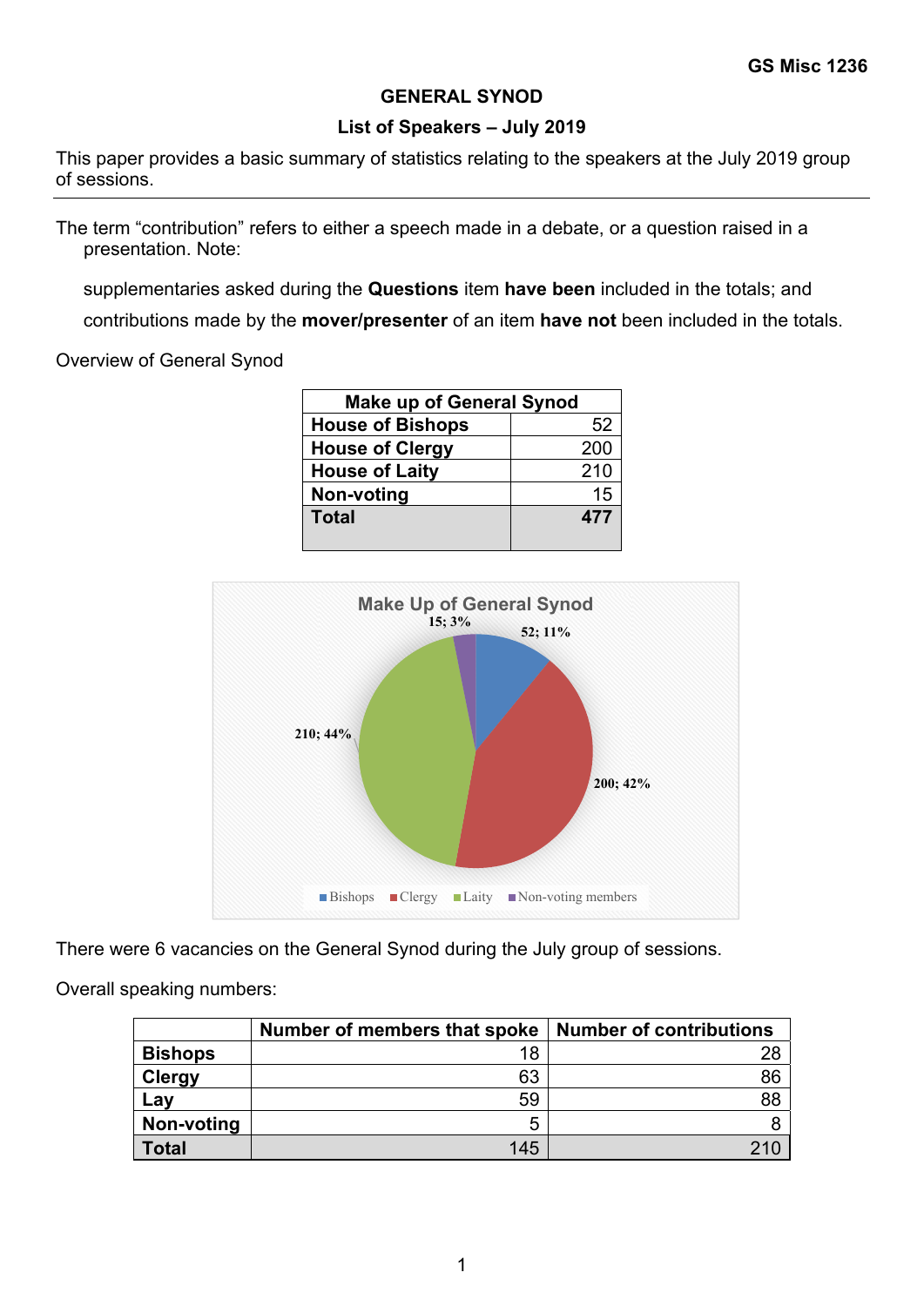GS Misc 1236

# GENERAL SYNOD

## List of Speakers – July 2019

This paper provides a basic summary of statistics relating to the speakers at the July 2019 group of sessions.

---

The term “contribution” refers to either a speech made in a debate, or a question raised in a presentation. Note:

supplementaries asked during the **Questions** item **have been** included in the totals; and

contributions made by the **mover/presenter** of an item **have not** been included in the totals.

Overview of General Synod

| Make up of General Synod | |
|---|---|
| **House of Bishops** | 52 |
| **House of Clergy** | 200 |
| **House of Laity** | 210 |
| **Non-voting** | 15 |
| **Total** | **477** |

Make Up of General Synod

- Bishops: 52; 11%
- Clergy: 200; 42%
- Laity: 210; 44%
- Non-voting members: 15; 3%

There were 6 vacancies on the General Synod during the July group of sessions.

Overall speaking numbers:

| | Number of members that spoke | Number of contributions |
|---|---|---|
| **Bishops** | 18 | 28 |
| **Clergy** | 63 | 86 |
| **Lay** | 59 | 88 |
| **Non-voting** | 5 | 8 |
| **Total** | 145 | 210 |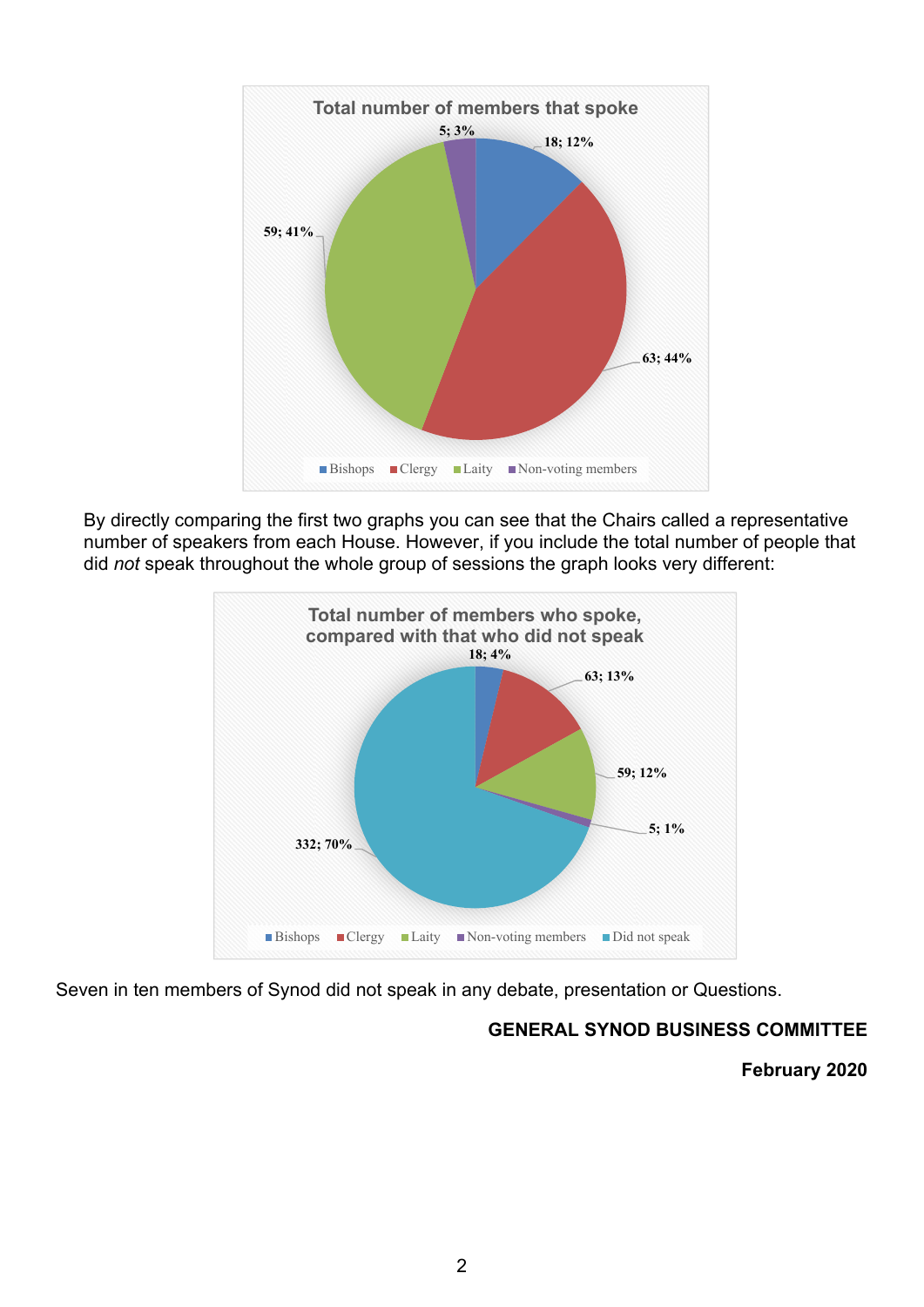**Total number of members that spoke**

| Category | Number | Percentage |
| --- | --- | --- |
| Bishops | 18 | 12% |
| Clergy | 63 | 44% |
| Laity | 59 | 41% |
| Non-voting members | 5 | 3% |

By directly comparing the first two graphs you can see that the Chairs called a representative number of speakers from each House. However, if you include the total number of people that did *not* speak throughout the whole group of sessions the graph looks very different:

**Total number of members who spoke, compared with that who did not speak**

| Category | Number | Percentage |
| --- | --- | --- |
| Bishops | 18 | 4% |
| Clergy | 63 | 13% |
| Laity | 59 | 12% |
| Non-voting members | 5 | 1% |
| Did not speak | 332 | 70% |

Seven in ten members of Synod did not speak in any debate, presentation or Questions.

**GENERAL SYNOD BUSINESS COMMITTEE**

**February 2020**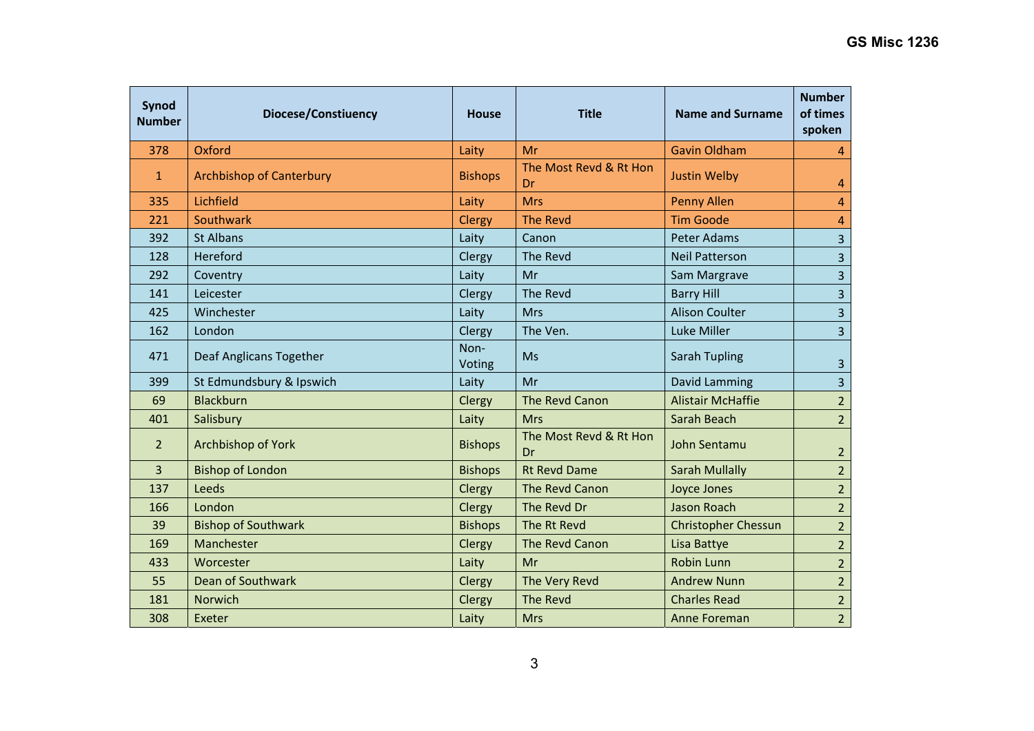| Synod Number | Diocese/Constiuency | House | Title | Name and Surname | Number of times spoken |
|---|---|---|---|---|---|
| 378 | Oxford | Laity | Mr | Gavin Oldham | 4 |
| 1 | Archbishop of Canterbury | Bishops | The Most Revd & Rt Hon Dr | Justin Welby | 4 |
| 335 | Lichfield | Laity | Mrs | Penny Allen | 4 |
| 221 | Southwark | Clergy | The Revd | Tim Goode | 4 |
| 392 | St Albans | Laity | Canon | Peter Adams | 3 |
| 128 | Hereford | Clergy | The Revd | Neil Patterson | 3 |
| 292 | Coventry | Laity | Mr | Sam Margrave | 3 |
| 141 | Leicester | Clergy | The Revd | Barry Hill | 3 |
| 425 | Winchester | Laity | Mrs | Alison Coulter | 3 |
| 162 | London | Clergy | The Ven. | Luke Miller | 3 |
| 471 | Deaf Anglicans Together | Non-Voting | Ms | Sarah Tupling | 3 |
| 399 | St Edmundsbury & Ipswich | Laity | Mr | David Lamming | 3 |
| 69 | Blackburn | Clergy | The Revd Canon | Alistair McHaffie | 2 |
| 401 | Salisbury | Laity | Mrs | Sarah Beach | 2 |
| 2 | Archbishop of York | Bishops | The Most Revd & Rt Hon Dr | John Sentamu | 2 |
| 3 | Bishop of London | Bishops | Rt Revd Dame | Sarah Mullally | 2 |
| 137 | Leeds | Clergy | The Revd Canon | Joyce Jones | 2 |
| 166 | London | Clergy | The Revd Dr | Jason Roach | 2 |
| 39 | Bishop of Southwark | Bishops | The Rt Revd | Christopher Chessun | 2 |
| 169 | Manchester | Clergy | The Revd Canon | Lisa Battye | 2 |
| 433 | Worcester | Laity | Mr | Robin Lunn | 2 |
| 55 | Dean of Southwark | Clergy | The Very Revd | Andrew Nunn | 2 |
| 181 | Norwich | Clergy | The Revd | Charles Read | 2 |
| 308 | Exeter | Laity | Mrs | Anne Foreman | 2 |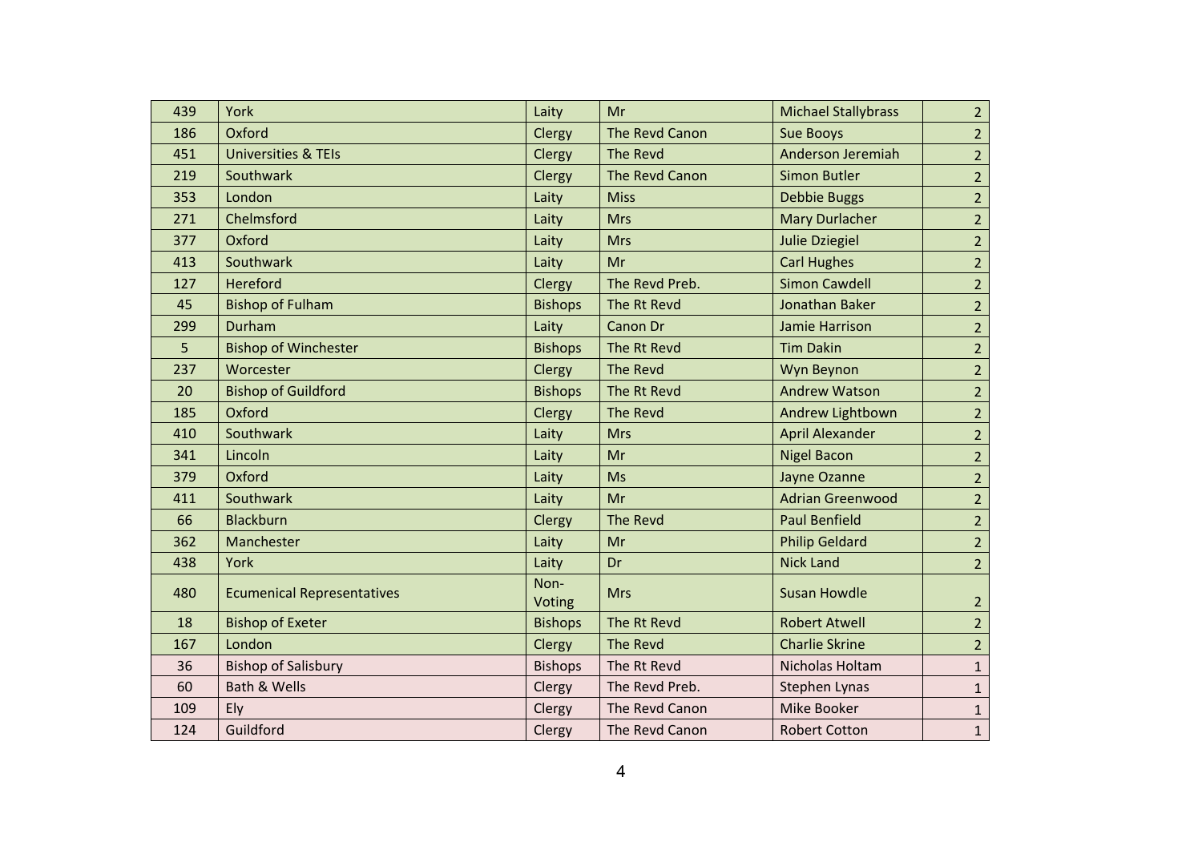| | | | | | |
|---|---|---|---|---|---|
| 439 | York | Laity | Mr | Michael Stallybrass | 2 |
| 186 | Oxford | Clergy | The Revd Canon | Sue Booys | 2 |
| 451 | Universities & TEIs | Clergy | The Revd | Anderson Jeremiah | 2 |
| 219 | Southwark | Clergy | The Revd Canon | Simon Butler | 2 |
| 353 | London | Laity | Miss | Debbie Buggs | 2 |
| 271 | Chelmsford | Laity | Mrs | Mary Durlacher | 2 |
| 377 | Oxford | Laity | Mrs | Julie Dziegiel | 2 |
| 413 | Southwark | Laity | Mr | Carl Hughes | 2 |
| 127 | Hereford | Clergy | The Revd Preb. | Simon Cawdell | 2 |
| 45 | Bishop of Fulham | Bishops | The Rt Revd | Jonathan Baker | 2 |
| 299 | Durham | Laity | Canon Dr | Jamie Harrison | 2 |
| 5 | Bishop of Winchester | Bishops | The Rt Revd | Tim Dakin | 2 |
| 237 | Worcester | Clergy | The Revd | Wyn Beynon | 2 |
| 20 | Bishop of Guildford | Bishops | The Rt Revd | Andrew Watson | 2 |
| 185 | Oxford | Clergy | The Revd | Andrew Lightbown | 2 |
| 410 | Southwark | Laity | Mrs | April Alexander | 2 |
| 341 | Lincoln | Laity | Mr | Nigel Bacon | 2 |
| 379 | Oxford | Laity | Ms | Jayne Ozanne | 2 |
| 411 | Southwark | Laity | Mr | Adrian Greenwood | 2 |
| 66 | Blackburn | Clergy | The Revd | Paul Benfield | 2 |
| 362 | Manchester | Laity | Mr | Philip Geldard | 2 |
| 438 | York | Laity | Dr | Nick Land | 2 |
| 480 | Ecumenical Representatives | Non-Voting | Mrs | Susan Howdle | 2 |
| 18 | Bishop of Exeter | Bishops | The Rt Revd | Robert Atwell | 2 |
| 167 | London | Clergy | The Revd | Charlie Skrine | 2 |
| 36 | Bishop of Salisbury | Bishops | The Rt Revd | Nicholas Holtam | 1 |
| 60 | Bath & Wells | Clergy | The Revd Preb. | Stephen Lynas | 1 |
| 109 | Ely | Clergy | The Revd Canon | Mike Booker | 1 |
| 124 | Guildford | Clergy | The Revd Canon | Robert Cotton | 1 |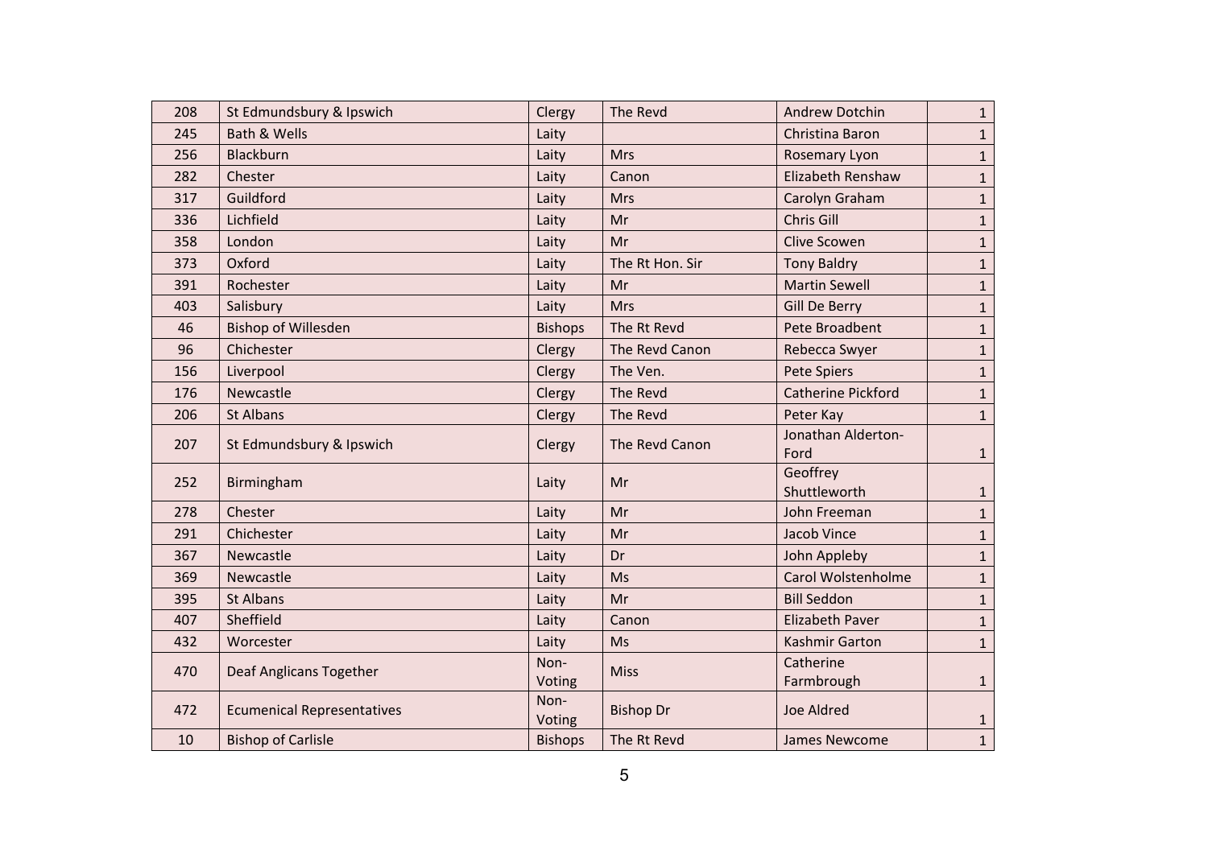| 208 | St Edmundsbury & Ipswich | Clergy | The Revd | Andrew Dotchin | 1 |
|---|---|---|---|---|---|
| 245 | Bath & Wells | Laity | | Christina Baron | 1 |
| 256 | Blackburn | Laity | Mrs | Rosemary Lyon | 1 |
| 282 | Chester | Laity | Canon | Elizabeth Renshaw | 1 |
| 317 | Guildford | Laity | Mrs | Carolyn Graham | 1 |
| 336 | Lichfield | Laity | Mr | Chris Gill | 1 |
| 358 | London | Laity | Mr | Clive Scowen | 1 |
| 373 | Oxford | Laity | The Rt Hon. Sir | Tony Baldry | 1 |
| 391 | Rochester | Laity | Mr | Martin Sewell | 1 |
| 403 | Salisbury | Laity | Mrs | Gill De Berry | 1 |
| 46 | Bishop of Willesden | Bishops | The Rt Revd | Pete Broadbent | 1 |
| 96 | Chichester | Clergy | The Revd Canon | Rebecca Swyer | 1 |
| 156 | Liverpool | Clergy | The Ven. | Pete Spiers | 1 |
| 176 | Newcastle | Clergy | The Revd | Catherine Pickford | 1 |
| 206 | St Albans | Clergy | The Revd | Peter Kay | 1 |
| 207 | St Edmundsbury & Ipswich | Clergy | The Revd Canon | Jonathan Alderton-Ford | 1 |
| 252 | Birmingham | Laity | Mr | Geoffrey Shuttleworth | 1 |
| 278 | Chester | Laity | Mr | John Freeman | 1 |
| 291 | Chichester | Laity | Mr | Jacob Vince | 1 |
| 367 | Newcastle | Laity | Dr | John Appleby | 1 |
| 369 | Newcastle | Laity | Ms | Carol Wolstenholme | 1 |
| 395 | St Albans | Laity | Mr | Bill Seddon | 1 |
| 407 | Sheffield | Laity | Canon | Elizabeth Paver | 1 |
| 432 | Worcester | Laity | Ms | Kashmir Garton | 1 |
| 470 | Deaf Anglicans Together | Non-Voting | Miss | Catherine Farmbrough | 1 |
| 472 | Ecumenical Representatives | Non-Voting | Bishop Dr | Joe Aldred | 1 |
| 10 | Bishop of Carlisle | Bishops | The Rt Revd | James Newcome | 1 |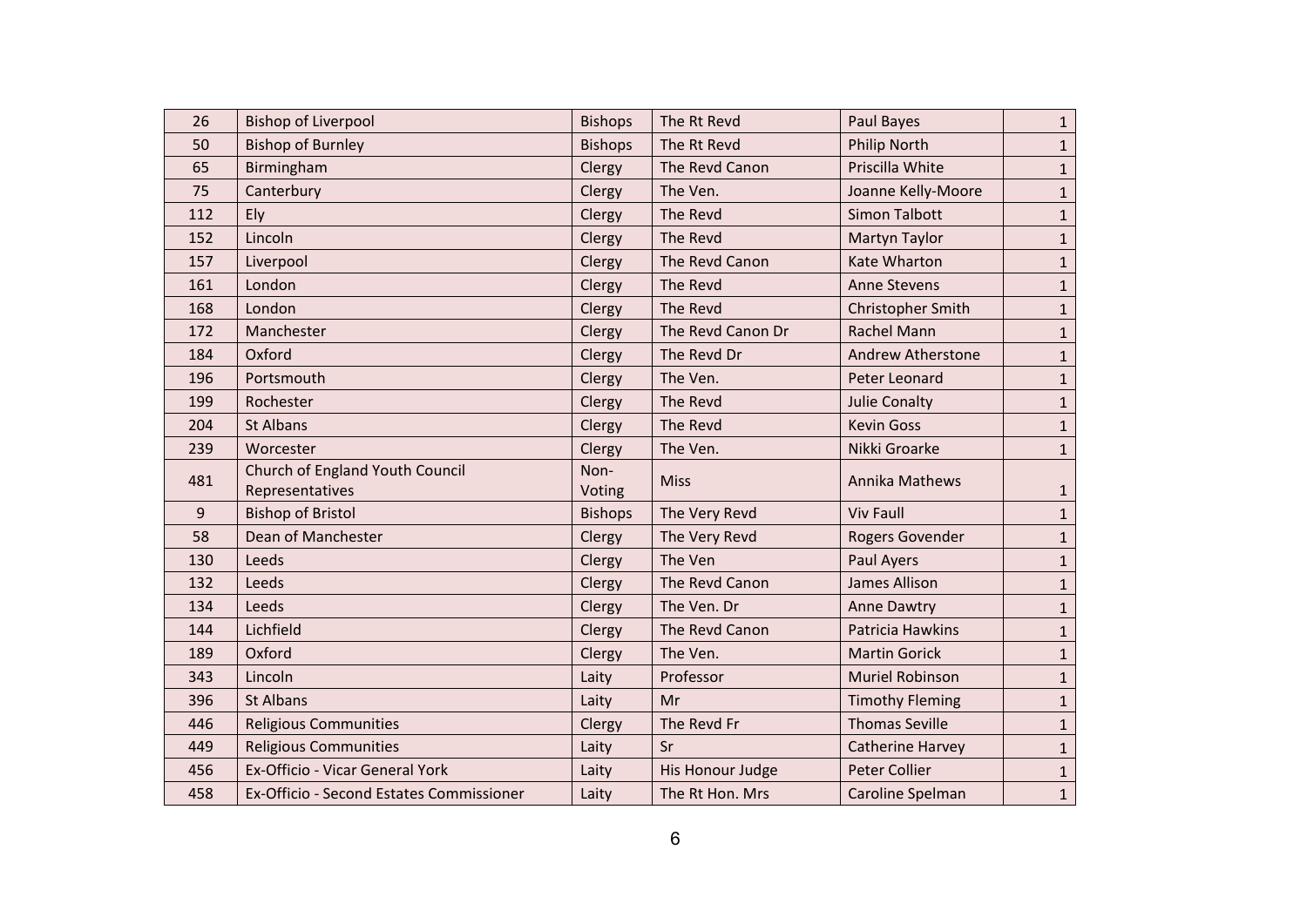| | | | | | |
|---|---|---|---|---|---|
| 26 | Bishop of Liverpool | Bishops | The Rt Revd | Paul Bayes | 1 |
| 50 | Bishop of Burnley | Bishops | The Rt Revd | Philip North | 1 |
| 65 | Birmingham | Clergy | The Revd Canon | Priscilla White | 1 |
| 75 | Canterbury | Clergy | The Ven. | Joanne Kelly-Moore | 1 |
| 112 | Ely | Clergy | The Revd | Simon Talbott | 1 |
| 152 | Lincoln | Clergy | The Revd | Martyn Taylor | 1 |
| 157 | Liverpool | Clergy | The Revd Canon | Kate Wharton | 1 |
| 161 | London | Clergy | The Revd | Anne Stevens | 1 |
| 168 | London | Clergy | The Revd | Christopher Smith | 1 |
| 172 | Manchester | Clergy | The Revd Canon Dr | Rachel Mann | 1 |
| 184 | Oxford | Clergy | The Revd Dr | Andrew Atherstone | 1 |
| 196 | Portsmouth | Clergy | The Ven. | Peter Leonard | 1 |
| 199 | Rochester | Clergy | The Revd | Julie Conalty | 1 |
| 204 | St Albans | Clergy | The Revd | Kevin Goss | 1 |
| 239 | Worcester | Clergy | The Ven. | Nikki Groarke | 1 |
| 481 | Church of England Youth Council Representatives | Non-Voting | Miss | Annika Mathews | 1 |
| 9 | Bishop of Bristol | Bishops | The Very Revd | Viv Faull | 1 |
| 58 | Dean of Manchester | Clergy | The Very Revd | Rogers Govender | 1 |
| 130 | Leeds | Clergy | The Ven | Paul Ayers | 1 |
| 132 | Leeds | Clergy | The Revd Canon | James Allison | 1 |
| 134 | Leeds | Clergy | The Ven. Dr | Anne Dawtry | 1 |
| 144 | Lichfield | Clergy | The Revd Canon | Patricia Hawkins | 1 |
| 189 | Oxford | Clergy | The Ven. | Martin Gorick | 1 |
| 343 | Lincoln | Laity | Professor | Muriel Robinson | 1 |
| 396 | St Albans | Laity | Mr | Timothy Fleming | 1 |
| 446 | Religious Communities | Clergy | The Revd Fr | Thomas Seville | 1 |
| 449 | Religious Communities | Laity | Sr | Catherine Harvey | 1 |
| 456 | Ex-Officio - Vicar General York | Laity | His Honour Judge | Peter Collier | 1 |
| 458 | Ex-Officio - Second Estates Commissioner | Laity | The Rt Hon. Mrs | Caroline Spelman | 1 |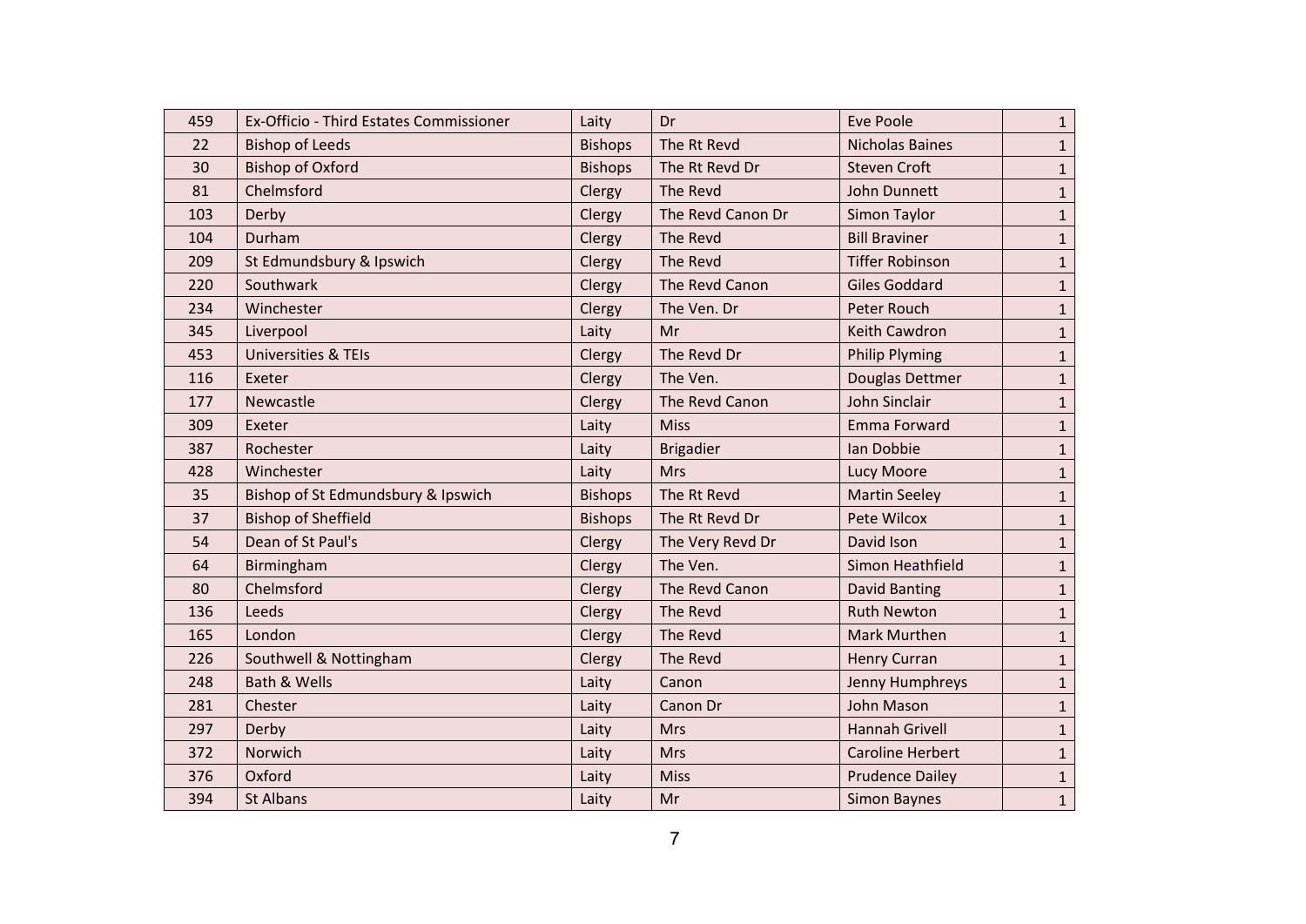| | | | | | |
|---|---|---|---|---|---|
| 459 | Ex-Officio - Third Estates Commissioner | Laity | Dr | Eve Poole | 1 |
| 22 | Bishop of Leeds | Bishops | The Rt Revd | Nicholas Baines | 1 |
| 30 | Bishop of Oxford | Bishops | The Rt Revd Dr | Steven Croft | 1 |
| 81 | Chelmsford | Clergy | The Revd | John Dunnett | 1 |
| 103 | Derby | Clergy | The Revd Canon Dr | Simon Taylor | 1 |
| 104 | Durham | Clergy | The Revd | Bill Braviner | 1 |
| 209 | St Edmundsbury & Ipswich | Clergy | The Revd | Tiffer Robinson | 1 |
| 220 | Southwark | Clergy | The Revd Canon | Giles Goddard | 1 |
| 234 | Winchester | Clergy | The Ven. Dr | Peter Rouch | 1 |
| 345 | Liverpool | Laity | Mr | Keith Cawdron | 1 |
| 453 | Universities & TEIs | Clergy | The Revd Dr | Philip Plyming | 1 |
| 116 | Exeter | Clergy | The Ven. | Douglas Dettmer | 1 |
| 177 | Newcastle | Clergy | The Revd Canon | John Sinclair | 1 |
| 309 | Exeter | Laity | Miss | Emma Forward | 1 |
| 387 | Rochester | Laity | Brigadier | Ian Dobbie | 1 |
| 428 | Winchester | Laity | Mrs | Lucy Moore | 1 |
| 35 | Bishop of St Edmundsbury & Ipswich | Bishops | The Rt Revd | Martin Seeley | 1 |
| 37 | Bishop of Sheffield | Bishops | The Rt Revd Dr | Pete Wilcox | 1 |
| 54 | Dean of St Paul's | Clergy | The Very Revd Dr | David Ison | 1 |
| 64 | Birmingham | Clergy | The Ven. | Simon Heathfield | 1 |
| 80 | Chelmsford | Clergy | The Revd Canon | David Banting | 1 |
| 136 | Leeds | Clergy | The Revd | Ruth Newton | 1 |
| 165 | London | Clergy | The Revd | Mark Murthen | 1 |
| 226 | Southwell & Nottingham | Clergy | The Revd | Henry Curran | 1 |
| 248 | Bath & Wells | Laity | Canon | Jenny Humphreys | 1 |
| 281 | Chester | Laity | Canon Dr | John Mason | 1 |
| 297 | Derby | Laity | Mrs | Hannah Grivell | 1 |
| 372 | Norwich | Laity | Mrs | Caroline Herbert | 1 |
| 376 | Oxford | Laity | Miss | Prudence Dailey | 1 |
| 394 | St Albans | Laity | Mr | Simon Baynes | 1 |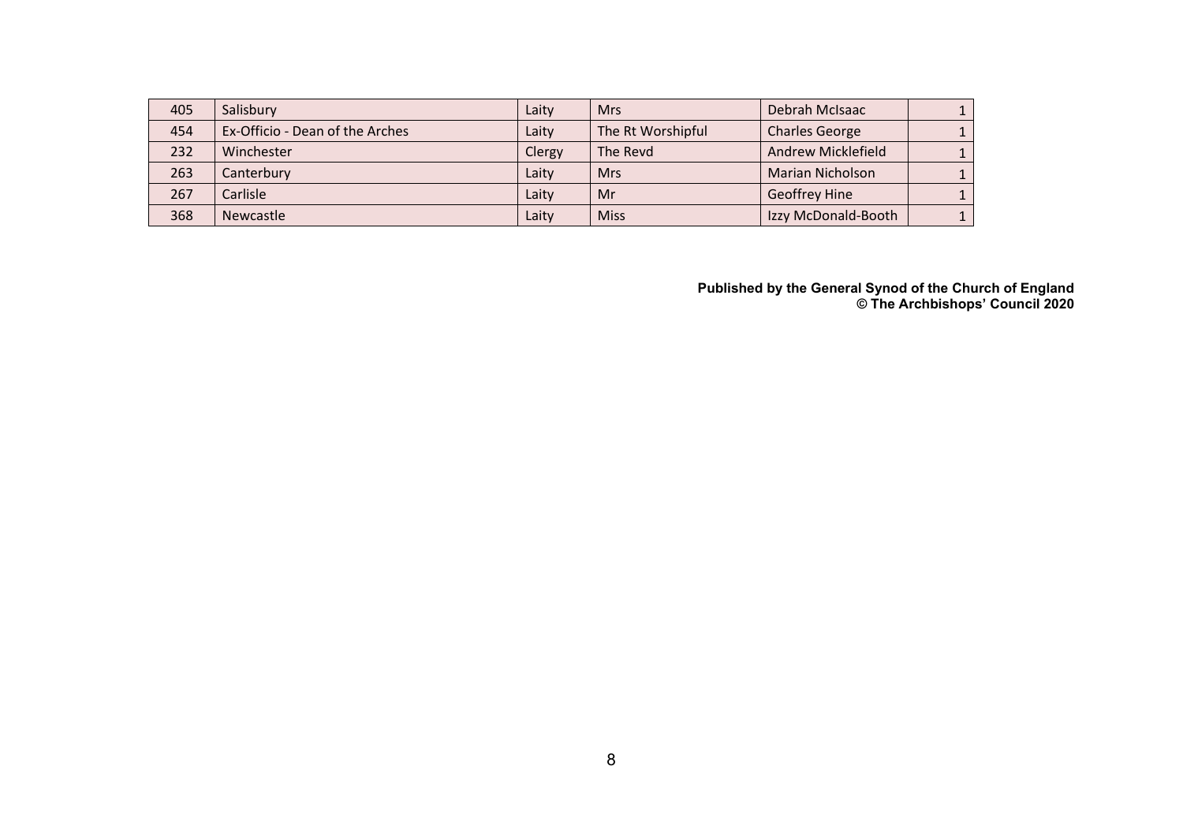| | | | | | |
|---|---|---|---|---|---|
| 405 | Salisbury | Laity | Mrs | Debrah McIsaac | 1 |
| 454 | Ex-Officio - Dean of the Arches | Laity | The Rt Worshipful | Charles George | 1 |
| 232 | Winchester | Clergy | The Revd | Andrew Micklefield | 1 |
| 263 | Canterbury | Laity | Mrs | Marian Nicholson | 1 |
| 267 | Carlisle | Laity | Mr | Geoffrey Hine | 1 |
| 368 | Newcastle | Laity | Miss | Izzy McDonald-Booth | 1 |

**Published by the General Synod of the Church of England**
**© The Archbishops' Council 2020**